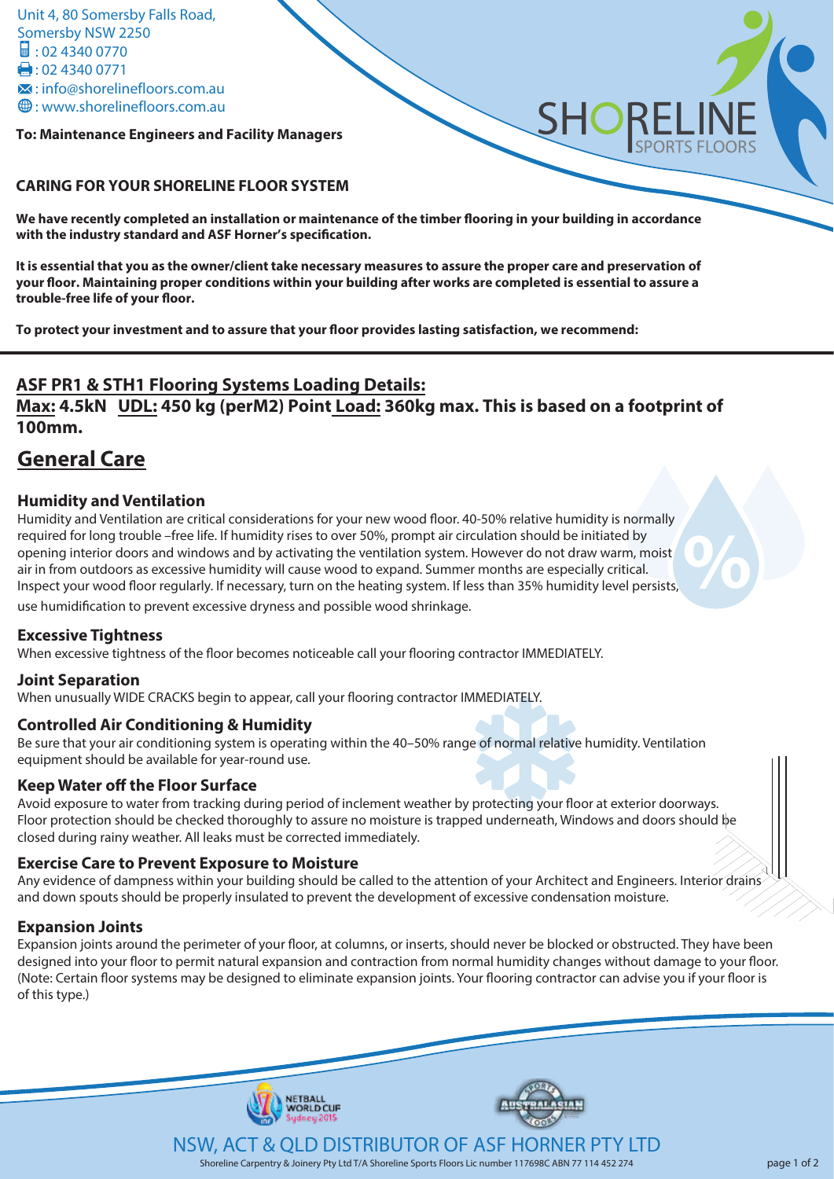Unit 4, 80 Somersby Falls Road,
Somersby NSW 2250
: 02 4340 0770
: 02 4340 0771
: info@shorelinefloors.com.au
: www.shorelinefloors.com.au

SHORELINE SPORTS FLOORS

**To: Maintenance Engineers and Facility Managers**

**CARING FOR YOUR SHORELINE FLOOR SYSTEM**

**We have recently completed an installation or maintenance of the timber flooring in your building in accordance with the industry standard and ASF Horner's specification.**

**It is essential that you as the owner/client take necessary measures to assure the proper care and preservation of your floor. Maintaining proper conditions within your building after works are completed is essential to assure a trouble-free life of your floor.**

**To protect your investment and to assure that your floor provides lasting satisfaction, we recommend:**

## ASF PR1 & STH1 Flooring Systems Loading Details:

**Max: 4.5kN UDL: 450 kg (perM2) Point Load: 360kg max. This is based on a footprint of 100mm.**

# General Care

### Humidity and Ventilation

Humidity and Ventilation are critical considerations for your new wood floor. 40-50% relative humidity is normally required for long trouble –free life. If humidity rises to over 50%, prompt air circulation should be initiated by opening interior doors and windows and by activating the ventilation system. However do not draw warm, moist air in from outdoors as excessive humidity will cause wood to expand. Summer months are especially critical. Inspect your wood floor regularly. If necessary, turn on the heating system. If less than 35% humidity level persists, use humidification to prevent excessive dryness and possible wood shrinkage.

### Excessive Tightness

When excessive tightness of the floor becomes noticeable call your flooring contractor IMMEDIATELY.

### Joint Separation

When unusually WIDE CRACKS begin to appear, call your flooring contractor IMMEDIATELY.

### Controlled Air Conditioning & Humidity

Be sure that your air conditioning system is operating within the 40–50% range of normal relative humidity. Ventilation equipment should be available for year-round use.

### Keep Water off the Floor Surface

Avoid exposure to water from tracking during period of inclement weather by protecting your floor at exterior doorways. Floor protection should be checked thoroughly to assure no moisture is trapped underneath, Windows and doors should be closed during rainy weather. All leaks must be corrected immediately.

### Exercise Care to Prevent Exposure to Moisture

Any evidence of dampness within your building should be called to the attention of your Architect and Engineers. Interior drains and down spouts should be properly insulated to prevent the development of excessive condensation moisture.

### Expansion Joints

Expansion joints around the perimeter of your floor, at columns, or inserts, should never be blocked or obstructed. They have been designed into your floor to permit natural expansion and contraction from normal humidity changes without damage to your floor. (Note: Certain floor systems may be designed to eliminate expansion joints. Your flooring contractor can advise you if your floor is of this type.)

NSW, ACT & QLD DISTRIBUTOR OF ASF HORNER PTY LTD

Shoreline Carpentry & Joinery Pty Ltd T/A Shoreline Sports Floors Lic number 117698C ABN 77 114 452 274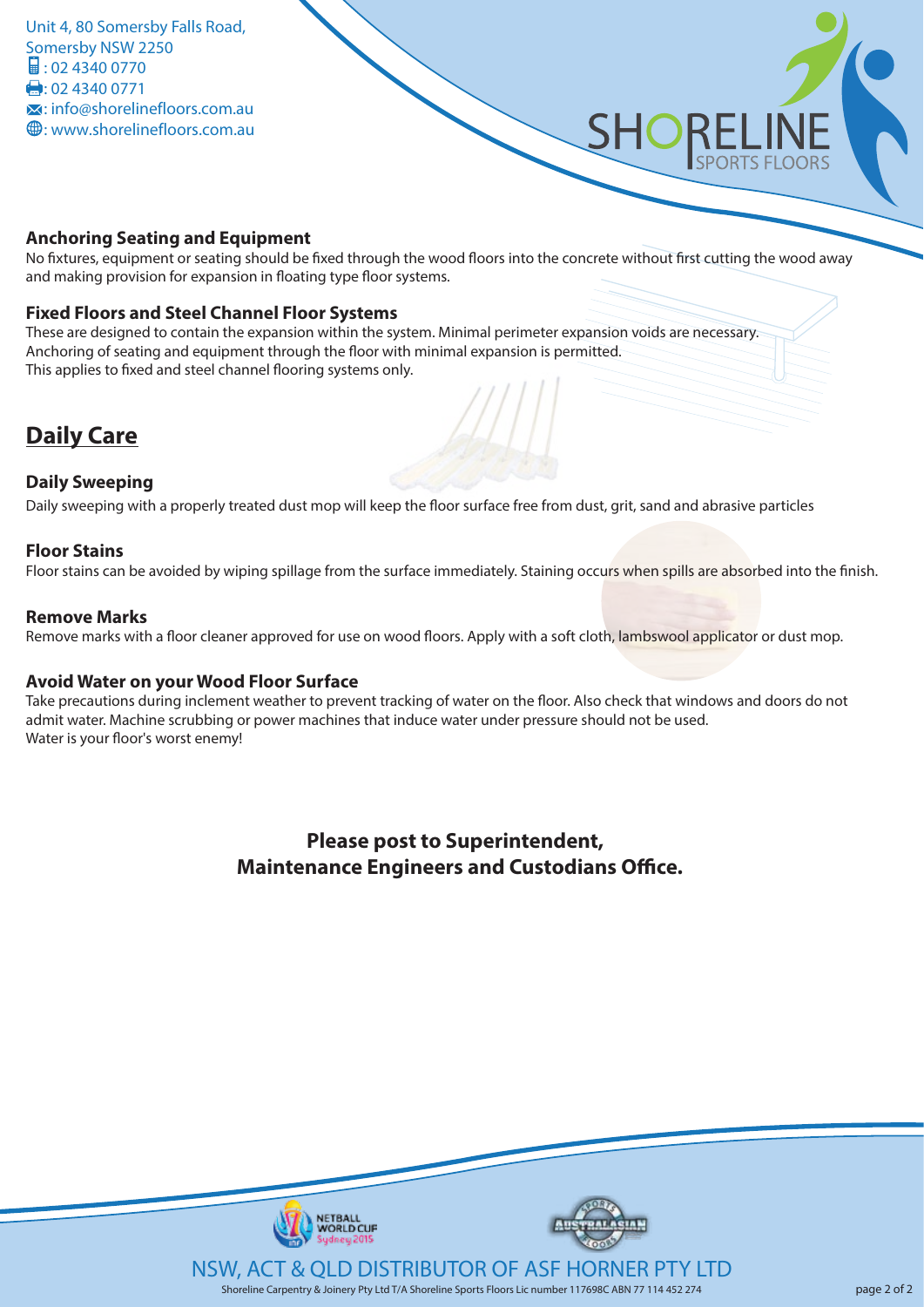Unit 4, 80 Somersby Falls Road,
Somersby NSW 2250
: 02 4340 0770
: 02 4340 0771
: info@shorelinefloors.com.au
: www.shorelinefloors.com.au

SHORELINE SPORTS FLOORS

### Anchoring Seating and Equipment

No fixtures, equipment or seating should be fixed through the wood floors into the concrete without first cutting the wood away and making provision for expansion in floating type floor systems.

### Fixed Floors and Steel Channel Floor Systems

These are designed to contain the expansion within the system. Minimal perimeter expansion voids are necessary.
Anchoring of seating and equipment through the floor with minimal expansion is permitted.
This applies to fixed and steel channel flooring systems only.

## Daily Care

### Daily Sweeping

Daily sweeping with a properly treated dust mop will keep the floor surface free from dust, grit, sand and abrasive particles

### Floor Stains

Floor stains can be avoided by wiping spillage from the surface immediately. Staining occurs when spills are absorbed into the finish.

### Remove Marks

Remove marks with a floor cleaner approved for use on wood floors. Apply with a soft cloth, lambswool applicator or dust mop.

### Avoid Water on your Wood Floor Surface

Take precautions during inclement weather to prevent tracking of water on the floor. Also check that windows and doors do not admit water. Machine scrubbing or power machines that induce water under pressure should not be used.
Water is your floor's worst enemy!

**Please post to Superintendent,
Maintenance Engineers and Custodians Office.**

NSW, ACT & QLD DISTRIBUTOR OF ASF HORNER PTY LTD

Shoreline Carpentry & Joinery Pty Ltd T/A Shoreline Sports Floors Lic number 117698C ABN 77 114 452 274